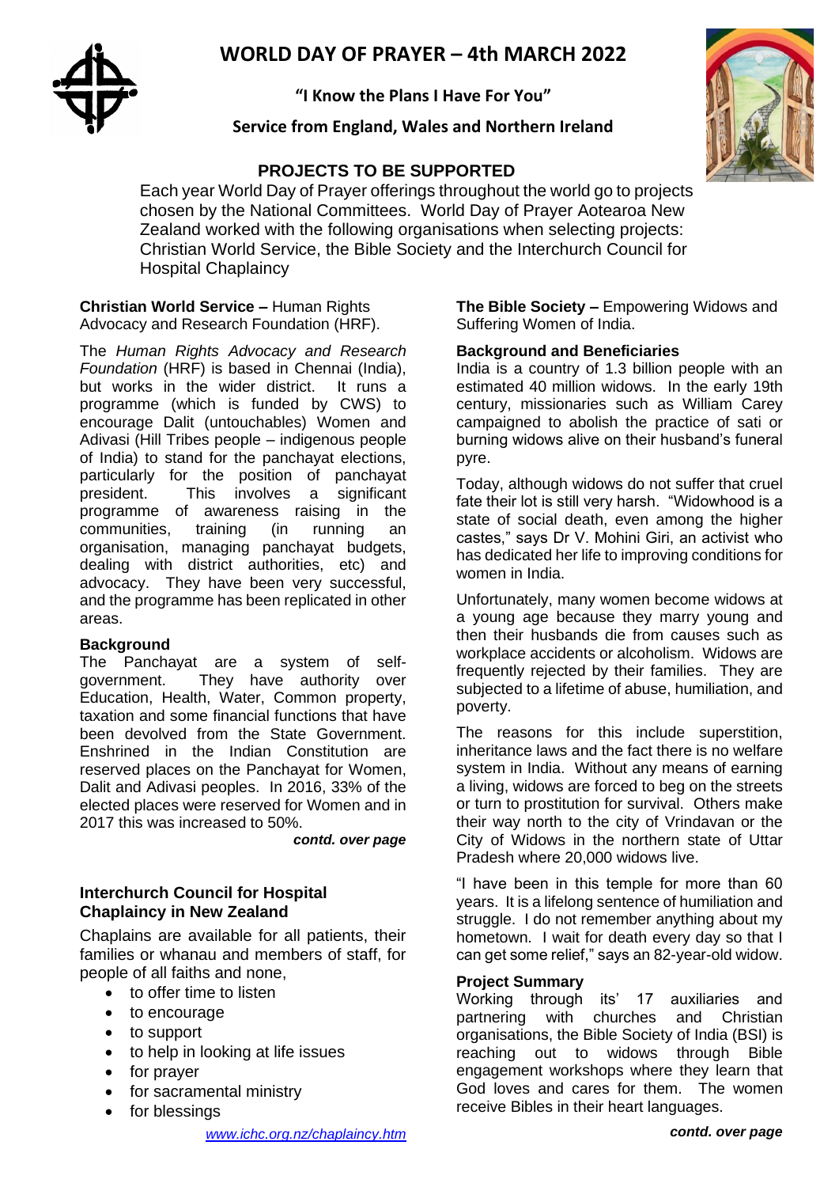# WORLD DAY OF PRAYER – 4th MARCH 2022

**"I Know the Plans I Have For You"**

**Service from England, Wales and Northern Ireland**

## PROJECTS TO BE SUPPORTED

Each year World Day of Prayer offerings throughout the world go to projects chosen by the National Committees. World Day of Prayer Aotearoa New Zealand worked with the following organisations when selecting projects: Christian World Service, the Bible Society and the Interchurch Council for Hospital Chaplaincy

**Christian World Service –** Human Rights Advocacy and Research Foundation (HRF).

The *Human Rights Advocacy and Research Foundation* (HRF) is based in Chennai (India), but works in the wider district. It runs a programme (which is funded by CWS) to encourage Dalit (untouchables) Women and Adivasi (Hill Tribes people – indigenous people of India) to stand for the panchayat elections, particularly for the position of panchayat president. This involves a significant programme of awareness raising in the communities, training (in running an organisation, managing panchayat budgets, dealing with district authorities, etc) and advocacy. They have been very successful, and the programme has been replicated in other areas.

**Background**

The Panchayat are a system of self-government. They have authority over Education, Health, Water, Common property, taxation and some financial functions that have been devolved from the State Government. Enshrined in the Indian Constitution are reserved places on the Panchayat for Women, Dalit and Adivasi peoples. In 2016, 33% of the elected places were reserved for Women and in 2017 this was increased to 50%.

***contd. over page***

### Interchurch Council for Hospital Chaplaincy in New Zealand

Chaplains are available for all patients, their families or whanau and members of staff, for people of all faiths and none,

- to offer time to listen
- to encourage
- to support
- to help in looking at life issues
- for prayer
- for sacramental ministry
- for blessings

*www.ichc.org.nz/chaplaincy.htm*

**The Bible Society –** Empowering Widows and Suffering Women of India.

**Background and Beneficiaries**

India is a country of 1.3 billion people with an estimated 40 million widows. In the early 19th century, missionaries such as William Carey campaigned to abolish the practice of sati or burning widows alive on their husband's funeral pyre.

Today, although widows do not suffer that cruel fate their lot is still very harsh. "Widowhood is a state of social death, even among the higher castes," says Dr V. Mohini Giri, an activist who has dedicated her life to improving conditions for women in India.

Unfortunately, many women become widows at a young age because they marry young and then their husbands die from causes such as workplace accidents or alcoholism. Widows are frequently rejected by their families. They are subjected to a lifetime of abuse, humiliation, and poverty.

The reasons for this include superstition, inheritance laws and the fact there is no welfare system in India. Without any means of earning a living, widows are forced to beg on the streets or turn to prostitution for survival. Others make their way north to the city of Vrindavan or the City of Widows in the northern state of Uttar Pradesh where 20,000 widows live.

"I have been in this temple for more than 60 years. It is a lifelong sentence of humiliation and struggle. I do not remember anything about my hometown. I wait for death every day so that I can get some relief," says an 82-year-old widow.

**Project Summary**

Working through its' 17 auxiliaries and partnering with churches and Christian organisations, the Bible Society of India (BSI) is reaching out to widows through Bible engagement workshops where they learn that God loves and cares for them. The women receive Bibles in their heart languages.

***contd. over page***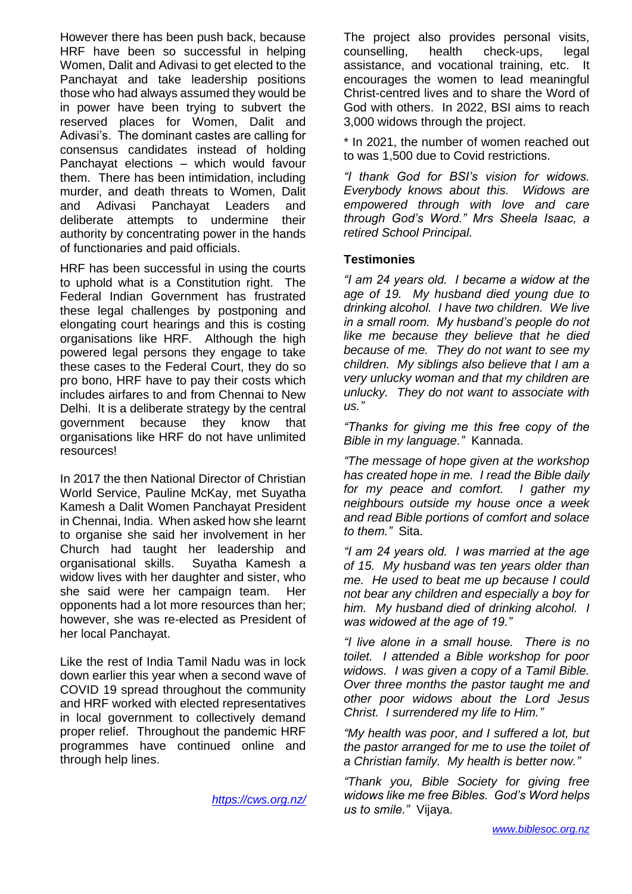However there has been push back, because HRF have been so successful in helping Women, Dalit and Adivasi to get elected to the Panchayat and take leadership positions those who had always assumed they would be in power have been trying to subvert the reserved places for Women, Dalit and Adivasi's. The dominant castes are calling for consensus candidates instead of holding Panchayat elections – which would favour them. There has been intimidation, including murder, and death threats to Women, Dalit and Adivasi Panchayat Leaders and deliberate attempts to undermine their authority by concentrating power in the hands of functionaries and paid officials.

HRF has been successful in using the courts to uphold what is a Constitution right. The Federal Indian Government has frustrated these legal challenges by postponing and elongating court hearings and this is costing organisations like HRF. Although the high powered legal persons they engage to take these cases to the Federal Court, they do so pro bono, HRF have to pay their costs which includes airfares to and from Chennai to New Delhi. It is a deliberate strategy by the central government because they know that organisations like HRF do not have unlimited resources!

In 2017 the then National Director of Christian World Service, Pauline McKay, met Suyatha Kamesh a Dalit Women Panchayat President in Chennai, India. When asked how she learnt to organise she said her involvement in her Church had taught her leadership and organisational skills. Suyatha Kamesh a widow lives with her daughter and sister, who she said were her campaign team. Her opponents had a lot more resources than her; however, she was re-elected as President of her local Panchayat.

Like the rest of India Tamil Nadu was in lock down earlier this year when a second wave of COVID 19 spread throughout the community and HRF worked with elected representatives in local government to collectively demand proper relief. Throughout the pandemic HRF programmes have continued online and through help lines.

*https://cws.org.nz/*

The project also provides personal visits, counselling, health check-ups, legal assistance, and vocational training, etc. It encourages the women to lead meaningful Christ-centred lives and to share the Word of God with others. In 2022, BSI aims to reach 3,000 widows through the project.

* In 2021, the number of women reached out to was 1,500 due to Covid restrictions.

*"I thank God for BSI's vision for widows. Everybody knows about this. Widows are empowered through with love and care through God's Word." Mrs Sheela Isaac, a retired School Principal.*

**Testimonies**

*"I am 24 years old. I became a widow at the age of 19. My husband died young due to drinking alcohol. I have two children. We live in a small room. My husband's people do not like me because they believe that he died because of me. They do not want to see my children. My siblings also believe that I am a very unlucky woman and that my children are unlucky. They do not want to associate with us."*

*"Thanks for giving me this free copy of the Bible in my language."* Kannada.

*"The message of hope given at the workshop has created hope in me. I read the Bible daily for my peace and comfort. I gather my neighbours outside my house once a week and read Bible portions of comfort and solace to them."* Sita.

*"I am 24 years old. I was married at the age of 15. My husband was ten years older than me. He used to beat me up because I could not bear any children and especially a boy for him. My husband died of drinking alcohol. I was widowed at the age of 19."*

*"I live alone in a small house. There is no toilet. I attended a Bible workshop for poor widows. I was given a copy of a Tamil Bible. Over three months the pastor taught me and other poor widows about the Lord Jesus Christ. I surrendered my life to Him."*

*"My health was poor, and I suffered a lot, but the pastor arranged for me to use the toilet of a Christian family. My health is better now."*

*"Thank you, Bible Society for giving free widows like me free Bibles. God's Word helps us to smile."* Vijaya.

*www.biblesoc.org.nz*